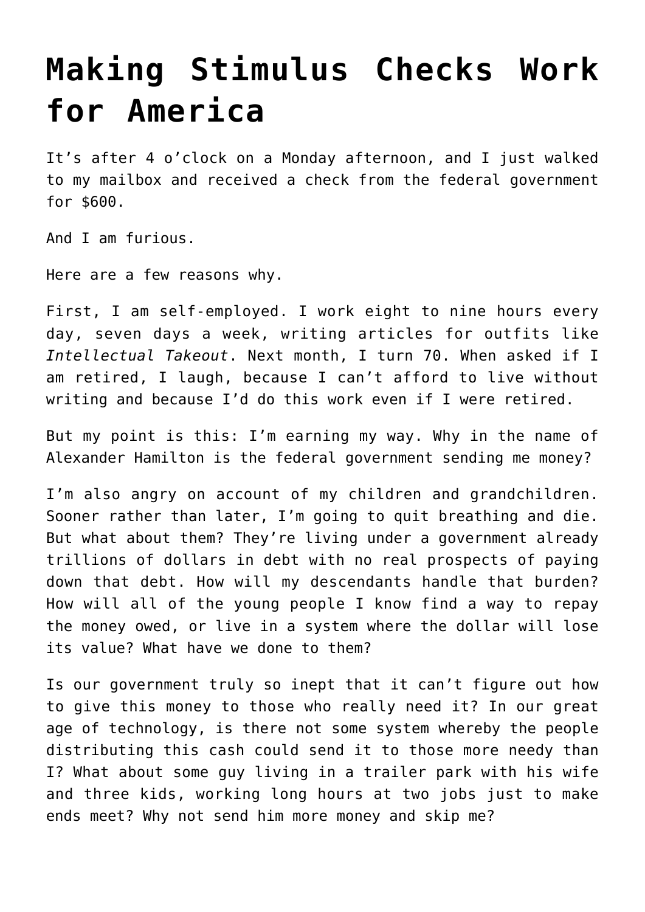# Making Stimulus Checks Work for America

It's after 4 o'clock on a Monday afternoon, and I just walked to my mailbox and received a check from the federal government for $600.

And I am furious.

Here are a few reasons why.

First, I am self-employed. I work eight to nine hours every day, seven days a week, writing articles for outfits like *Intellectual Takeout*. Next month, I turn 70. When asked if I am retired, I laugh, because I can't afford to live without writing and because I'd do this work even if I were retired.

But my point is this: I'm earning my way. Why in the name of Alexander Hamilton is the federal government sending me money?

I'm also angry on account of my children and grandchildren. Sooner rather than later, I'm going to quit breathing and die. But what about them? They're living under a government already trillions of dollars in debt with no real prospects of paying down that debt. How will my descendants handle that burden? How will all of the young people I know find a way to repay the money owed, or live in a system where the dollar will lose its value? What have we done to them?

Is our government truly so inept that it can't figure out how to give this money to those who really need it? In our great age of technology, is there not some system whereby the people distributing this cash could send it to those more needy than I? What about some guy living in a trailer park with his wife and three kids, working long hours at two jobs just to make ends meet? Why not send him more money and skip me?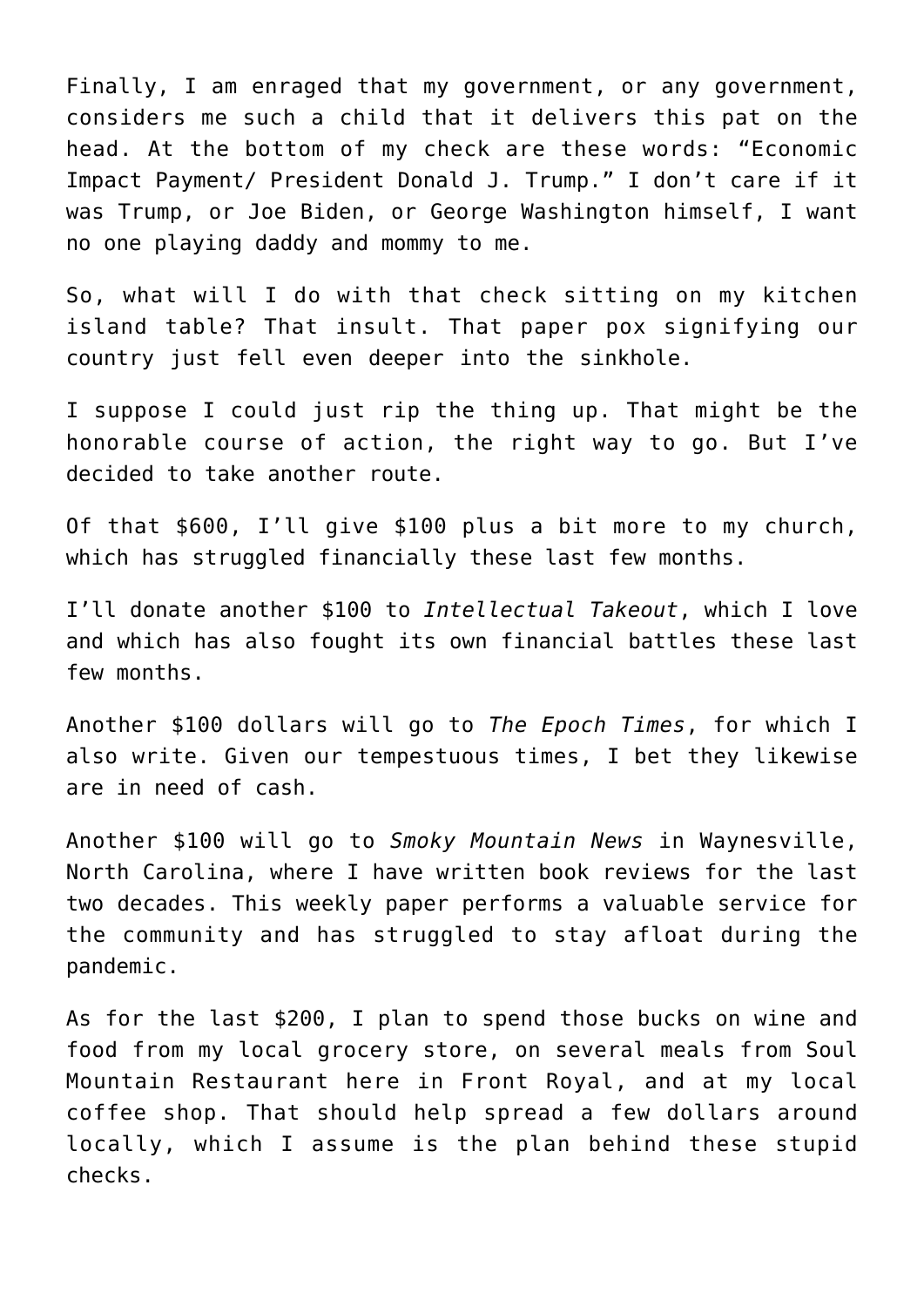Finally, I am enraged that my government, or any government, considers me such a child that it delivers this pat on the head. At the bottom of my check are these words: "Economic Impact Payment/ President Donald J. Trump." I don't care if it was Trump, or Joe Biden, or George Washington himself, I want no one playing daddy and mommy to me.

So, what will I do with that check sitting on my kitchen island table? That insult. That paper pox signifying our country just fell even deeper into the sinkhole.

I suppose I could just rip the thing up. That might be the honorable course of action, the right way to go. But I've decided to take another route.

Of that $600, I'll give $100 plus a bit more to my church, which has struggled financially these last few months.

I'll donate another $100 to *Intellectual Takeout*, which I love and which has also fought its own financial battles these last few months.

Another $100 dollars will go to *The Epoch Times*, for which I also write. Given our tempestuous times, I bet they likewise are in need of cash.

Another $100 will go to *Smoky Mountain News* in Waynesville, North Carolina, where I have written book reviews for the last two decades. This weekly paper performs a valuable service for the community and has struggled to stay afloat during the pandemic.

As for the last $200, I plan to spend those bucks on wine and food from my local grocery store, on several meals from Soul Mountain Restaurant here in Front Royal, and at my local coffee shop. That should help spread a few dollars around locally, which I assume is the plan behind these stupid checks.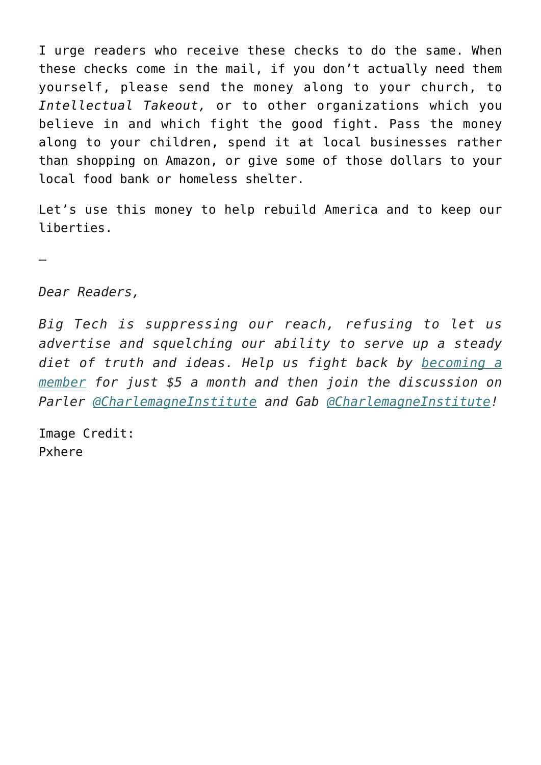I urge readers who receive these checks to do the same. When these checks come in the mail, if you don't actually need them yourself, please send the money along to your church, to *Intellectual Takeout,* or to other organizations which you believe in and which fight the good fight. Pass the money along to your children, spend it at local businesses rather than shopping on Amazon, or give some of those dollars to your local food bank or homeless shelter.

Let's use this money to help rebuild America and to keep our liberties.

—

*Dear Readers,*

*Big Tech is suppressing our reach, refusing to let us advertise and squelching our ability to serve up a steady diet of truth and ideas. Help us fight back by becoming a member for just $5 a month and then join the discussion on Parler @CharlemagneInstitute and Gab @CharlemagneInstitute!*

Image Credit:
Pxhere